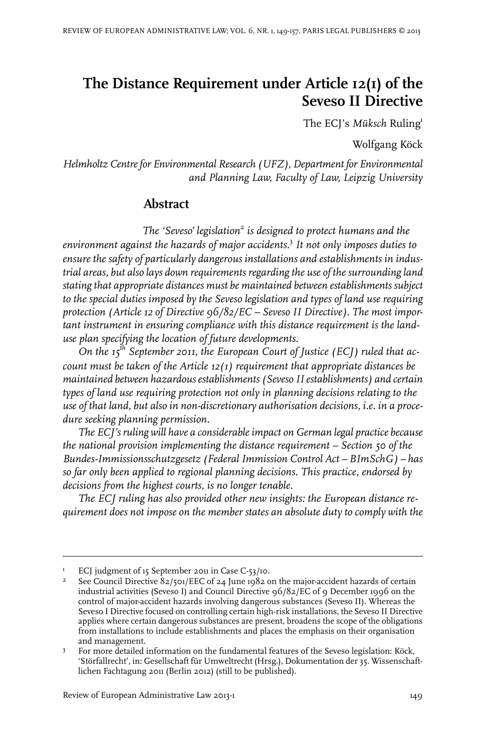# The Distance Requirement under Article 12(1) of the Seveso II Directive

The ECJ's *Müksch* Ruling[1]

Wolfgang Köck

*Helmholtz Centre for Environmental Research (UFZ), Department for Environmental and Planning Law, Faculty of Law, Leipzig University*

## Abstract

*The 'Seveso' legislation[2] is designed to protect humans and the environment against the hazards of major accidents.[3] It not only imposes duties to ensure the safety of particularly dangerous installations and establishments in industrial areas, but also lays down requirements regarding the use of the surrounding land stating that appropriate distances must be maintained between establishments subject to the special duties imposed by the Seveso legislation and types of land use requiring protection (Article 12 of Directive 96/82/EC – Seveso II Directive). The most important instrument in ensuring compliance with this distance requirement is the land-use plan specifying the location of future developments.*

*On the 15th September 2011, the European Court of Justice (ECJ) ruled that account must be taken of the Article 12(1) requirement that appropriate distances be maintained between hazardous establishments (Seveso II establishments) and certain types of land use requiring protection not only in planning decisions relating to the use of that land, but also in non-discretionary authorisation decisions, i.e. in a procedure seeking planning permission.*

*The ECJ's ruling will have a considerable impact on German legal practice because the national provision implementing the distance requirement – Section 50 of the Bundes-Immissionsschutzgesetz (Federal Immission Control Act – BImSchG) – has so far only been applied to regional planning decisions. This practice, endorsed by decisions from the highest courts, is no longer tenable.*

*The ECJ ruling has also provided other new insights: the European distance requirement does not impose on the member states an absolute duty to comply with the*

---

1 ECJ judgment of 15 September 2011 in Case C-53/10.

2 See Council Directive 82/501/EEC of 24 June 1982 on the major-accident hazards of certain industrial activities (Seveso I) and Council Directive 96/82/EC of 9 December 1996 on the control of major-accident hazards involving dangerous substances (Seveso II). Whereas the Seveso I Directive focused on controlling certain high-risk installations, the Seveso II Directive applies where certain dangerous substances are present, broadens the scope of the obligations from installations to include establishments and places the emphasis on their organisation and management.

3 For more detailed information on the fundamental features of the Seveso legislation: Köck, 'Störfallrecht', in: Gesellschaft für Umweltrecht (Hrsg.), Dokumentation der 35. Wissenschaftlichen Fachtagung 2011 (Berlin 2012) (still to be published).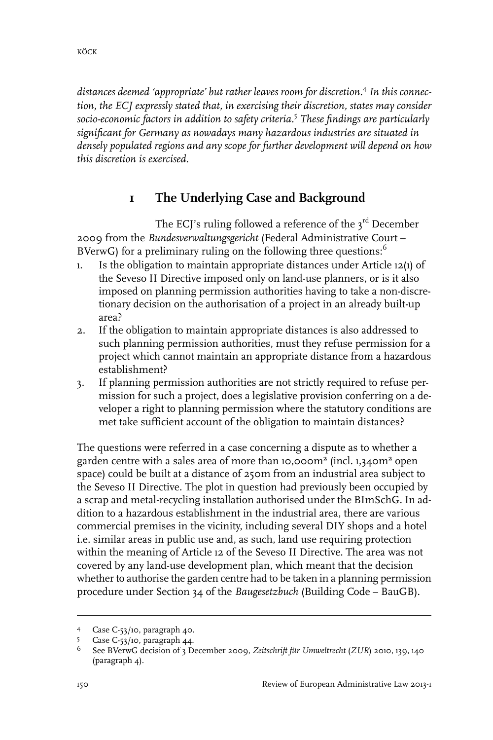*distances deemed 'appropriate' but rather leaves room for discretion.*[4] *In this connection, the ECJ expressly stated that, in exercising their discretion, states may consider socio-economic factors in addition to safety criteria.*[5] *These findings are particularly significant for Germany as nowadays many hazardous industries are situated in densely populated regions and any scope for further development will depend on how this discretion is exercised.*

## 1 The Underlying Case and Background

The ECJ's ruling followed a reference of the 3rd December 2009 from the *Bundesverwaltungsgericht* (Federal Administrative Court – BVerwG) for a preliminary ruling on the following three questions:[6]

1. Is the obligation to maintain appropriate distances under Article 12(1) of the Seveso II Directive imposed only on land-use planners, or is it also imposed on planning permission authorities having to take a non-discretionary decision on the authorisation of a project in an already built-up area?
2. If the obligation to maintain appropriate distances is also addressed to such planning permission authorities, must they refuse permission for a project which cannot maintain an appropriate distance from a hazardous establishment?
3. If planning permission authorities are not strictly required to refuse permission for such a project, does a legislative provision conferring on a developer a right to planning permission where the statutory conditions are met take sufficient account of the obligation to maintain distances?

The questions were referred in a case concerning a dispute as to whether a garden centre with a sales area of more than 10,000m² (incl. 1,340m² open space) could be built at a distance of 250m from an industrial area subject to the Seveso II Directive. The plot in question had previously been occupied by a scrap and metal-recycling installation authorised under the BImSchG. In addition to a hazardous establishment in the industrial area, there are various commercial premises in the vicinity, including several DIY shops and a hotel i.e. similar areas in public use and, as such, land use requiring protection within the meaning of Article 12 of the Seveso II Directive. The area was not covered by any land-use development plan, which meant that the decision whether to authorise the garden centre had to be taken in a planning permission procedure under Section 34 of the *Baugesetzbuch* (Building Code – BauGB).

---

4 Case C-53/10, paragraph 40.

5 Case C-53/10, paragraph 44.

6 See BVerwG decision of 3 December 2009, *Zeitschrift für Umweltrecht* (*ZUR*) 2010, 139, 140 (paragraph 4).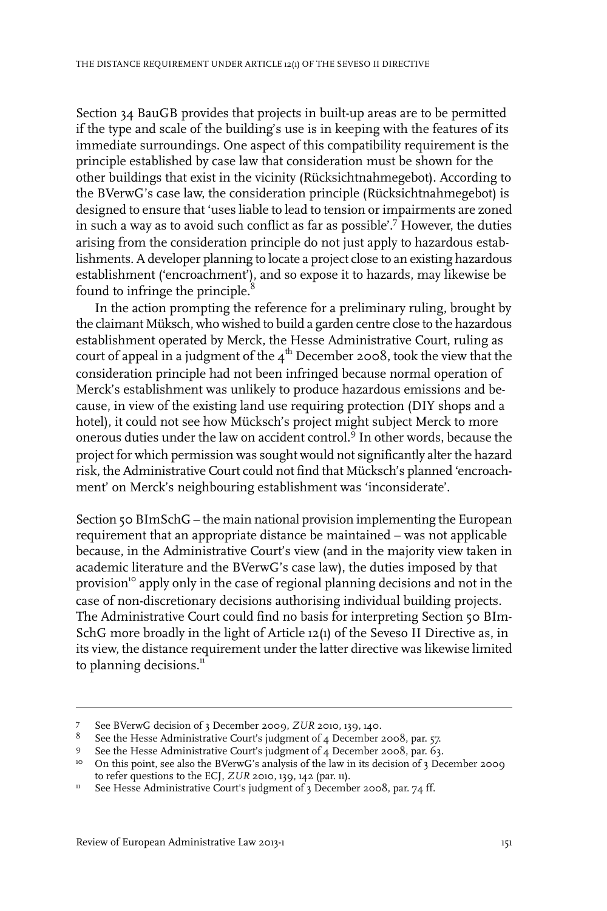Section 34 BauGB provides that projects in built-up areas are to be permitted if the type and scale of the building's use is in keeping with the features of its immediate surroundings. One aspect of this compatibility requirement is the principle established by case law that consideration must be shown for the other buildings that exist in the vicinity (Rücksichtnahmegebot). According to the BVerwG's case law, the consideration principle (Rücksichtnahmegebot) is designed to ensure that 'uses liable to lead to tension or impairments are zoned in such a way as to avoid such conflict as far as possible'.[7] However, the duties arising from the consideration principle do not just apply to hazardous establishments. A developer planning to locate a project close to an existing hazardous establishment ('encroachment'), and so expose it to hazards, may likewise be found to infringe the principle.[8]

In the action prompting the reference for a preliminary ruling, brought by the claimant Müksch, who wished to build a garden centre close to the hazardous establishment operated by Merck, the Hesse Administrative Court, ruling as court of appeal in a judgment of the 4th December 2008, took the view that the consideration principle had not been infringed because normal operation of Merck's establishment was unlikely to produce hazardous emissions and because, in view of the existing land use requiring protection (DIY shops and a hotel), it could not see how Mücksch's project might subject Merck to more onerous duties under the law on accident control.[9] In other words, because the project for which permission was sought would not significantly alter the hazard risk, the Administrative Court could not find that Mücksch's planned 'encroachment' on Merck's neighbouring establishment was 'inconsiderate'.

Section 50 BImSchG – the main national provision implementing the European requirement that an appropriate distance be maintained – was not applicable because, in the Administrative Court's view (and in the majority view taken in academic literature and the BVerwG's case law), the duties imposed by that provision[10] apply only in the case of regional planning decisions and not in the case of non-discretionary decisions authorising individual building projects. The Administrative Court could find no basis for interpreting Section 50 BImSchG more broadly in the light of Article 12(1) of the Seveso II Directive as, in its view, the distance requirement under the latter directive was likewise limited to planning decisions.[11]

---

7 See BVerwG decision of 3 December 2009, *ZUR* 2010, 139, 140.

8 See the Hesse Administrative Court's judgment of 4 December 2008, par. 57.

9 See the Hesse Administrative Court's judgment of 4 December 2008, par. 63.

10 On this point, see also the BVerwG's analysis of the law in its decision of 3 December 2009 to refer questions to the ECJ, *ZUR* 2010, 139, 142 (par. 11).

11 See Hesse Administrative Court's judgment of 3 December 2008, par. 74 ff.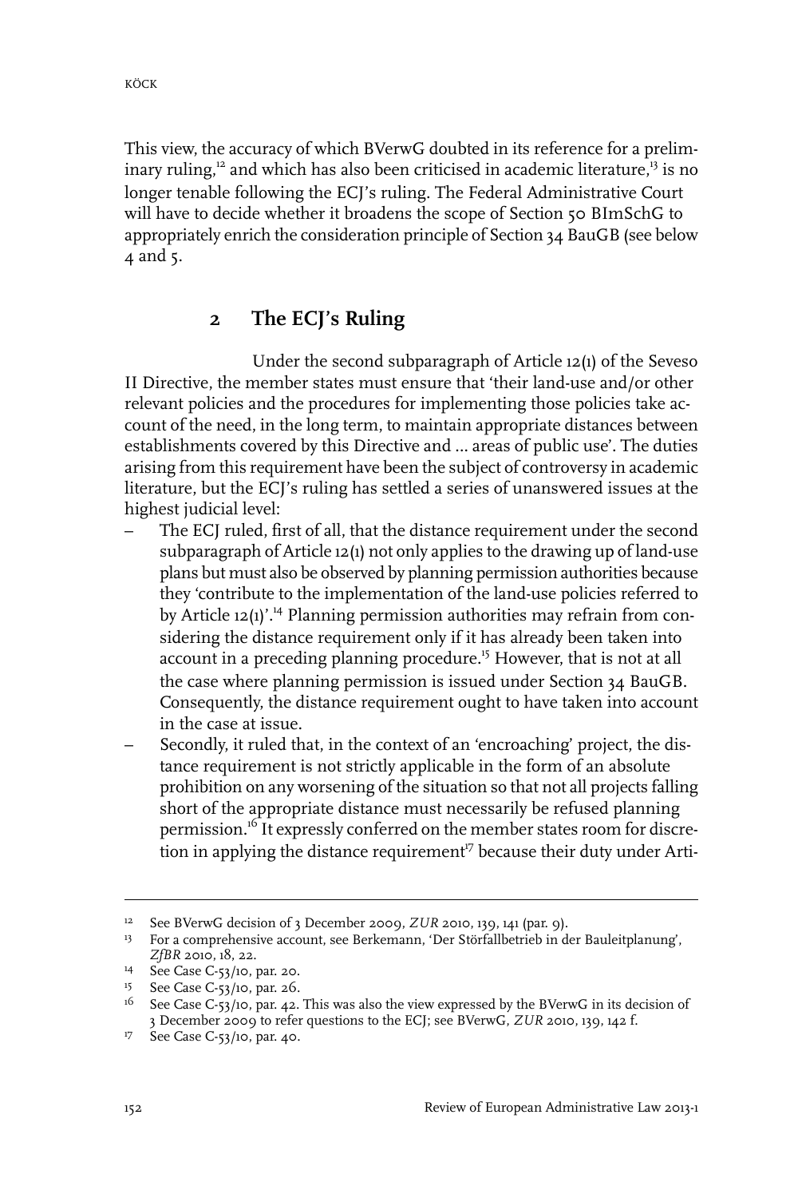This view, the accuracy of which BVerwG doubted in its reference for a preliminary ruling,[12] and which has also been criticised in academic literature,[13] is no longer tenable following the ECJ's ruling. The Federal Administrative Court will have to decide whether it broadens the scope of Section 50 BImSchG to appropriately enrich the consideration principle of Section 34 BauGB (see below 4 and 5.

## 2 The ECJ's Ruling

Under the second subparagraph of Article 12(1) of the Seveso II Directive, the member states must ensure that 'their land-use and/or other relevant policies and the procedures for implementing those policies take account of the need, in the long term, to maintain appropriate distances between establishments covered by this Directive and ... areas of public use'. The duties arising from this requirement have been the subject of controversy in academic literature, but the ECJ's ruling has settled a series of unanswered issues at the highest judicial level:

- The ECJ ruled, first of all, that the distance requirement under the second subparagraph of Article 12(1) not only applies to the drawing up of land-use plans but must also be observed by planning permission authorities because they 'contribute to the implementation of the land-use policies referred to by Article 12(1)'.[14] Planning permission authorities may refrain from considering the distance requirement only if it has already been taken into account in a preceding planning procedure.[15] However, that is not at all the case where planning permission is issued under Section 34 BauGB. Consequently, the distance requirement ought to have taken into account in the case at issue.
- Secondly, it ruled that, in the context of an 'encroaching' project, the distance requirement is not strictly applicable in the form of an absolute prohibition on any worsening of the situation so that not all projects falling short of the appropriate distance must necessarily be refused planning permission.[16] It expressly conferred on the member states room for discretion in applying the distance requirement[17] because their duty under Arti-

---

[12] See BVerwG decision of 3 December 2009, *ZUR* 2010, 139, 141 (par. 9).

[13] For a comprehensive account, see Berkemann, 'Der Störfallbetrieb in der Bauleitplanung', *ZfBR* 2010, 18, 22.

[14] See Case C-53/10, par. 20.

[15] See Case C-53/10, par. 26.

[16] See Case C-53/10, par. 42. This was also the view expressed by the BVerwG in its decision of 3 December 2009 to refer questions to the ECJ; see BVerwG, *ZUR* 2010, 139, 142 f.

[17] See Case C-53/10, par. 40.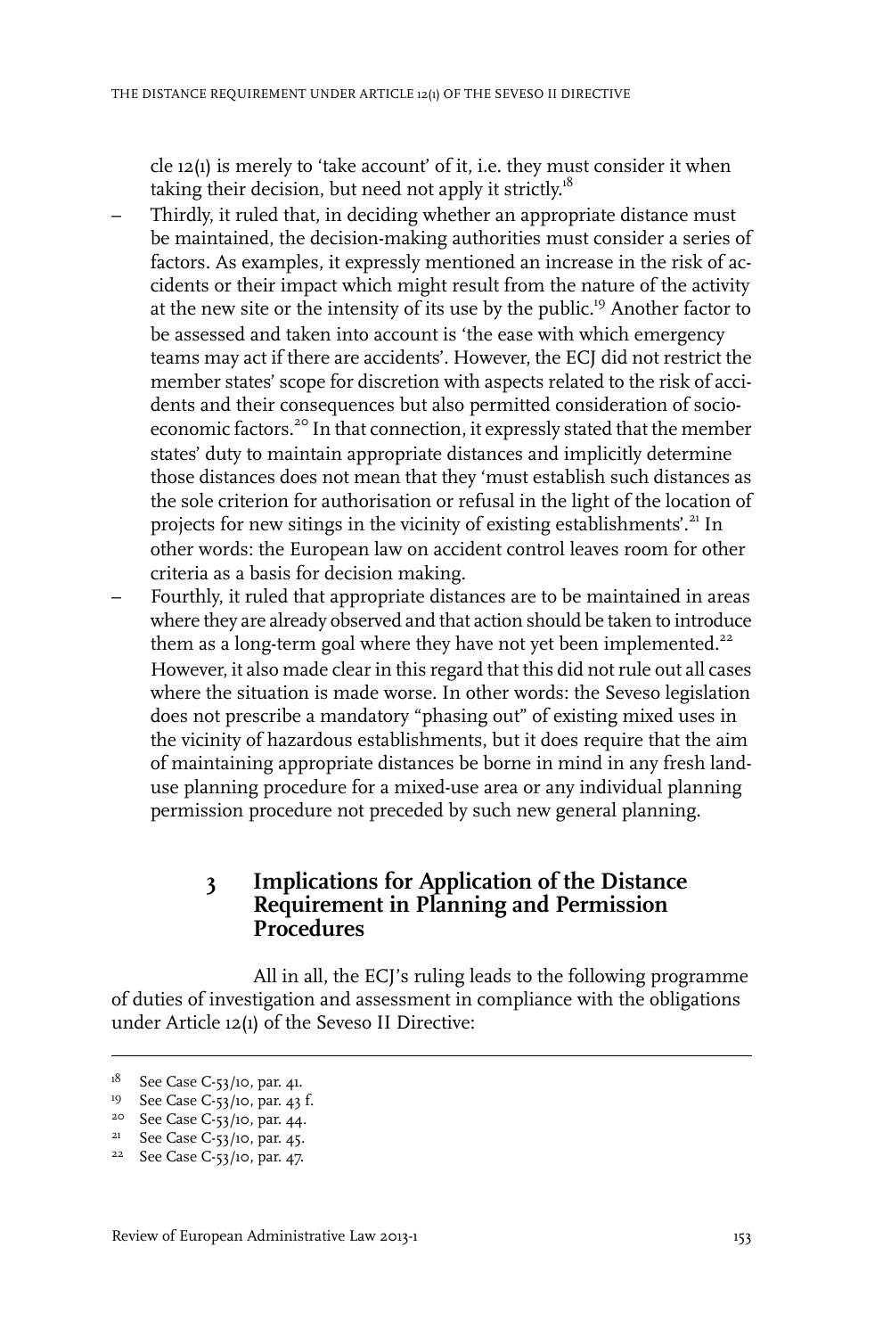cle 12(1) is merely to 'take account' of it, i.e. they must consider it when taking their decision, but need not apply it strictly.[18]

- Thirdly, it ruled that, in deciding whether an appropriate distance must be maintained, the decision-making authorities must consider a series of factors. As examples, it expressly mentioned an increase in the risk of accidents or their impact which might result from the nature of the activity at the new site or the intensity of its use by the public.[19] Another factor to be assessed and taken into account is 'the ease with which emergency teams may act if there are accidents'. However, the ECJ did not restrict the member states' scope for discretion with aspects related to the risk of accidents and their consequences but also permitted consideration of socio-economic factors.[20] In that connection, it expressly stated that the member states' duty to maintain appropriate distances and implicitly determine those distances does not mean that they 'must establish such distances as the sole criterion for authorisation or refusal in the light of the location of projects for new sitings in the vicinity of existing establishments'.[21] In other words: the European law on accident control leaves room for other criteria as a basis for decision making.
- Fourthly, it ruled that appropriate distances are to be maintained in areas where they are already observed and that action should be taken to introduce them as a long-term goal where they have not yet been implemented.[22] However, it also made clear in this regard that this did not rule out all cases where the situation is made worse. In other words: the Seveso legislation does not prescribe a mandatory "phasing out" of existing mixed uses in the vicinity of hazardous establishments, but it does require that the aim of maintaining appropriate distances be borne in mind in any fresh land-use planning procedure for a mixed-use area or any individual planning permission procedure not preceded by such new general planning.

## 3 Implications for Application of the Distance Requirement in Planning and Permission Procedures

All in all, the ECJ's ruling leads to the following programme of duties of investigation and assessment in compliance with the obligations under Article 12(1) of the Seveso II Directive:

---

[18] See Case C-53/10, par. 41.

[19] See Case C-53/10, par. 43 f.

[20] See Case C-53/10, par. 44.

[21] See Case C-53/10, par. 45.

[22] See Case C-53/10, par. 47.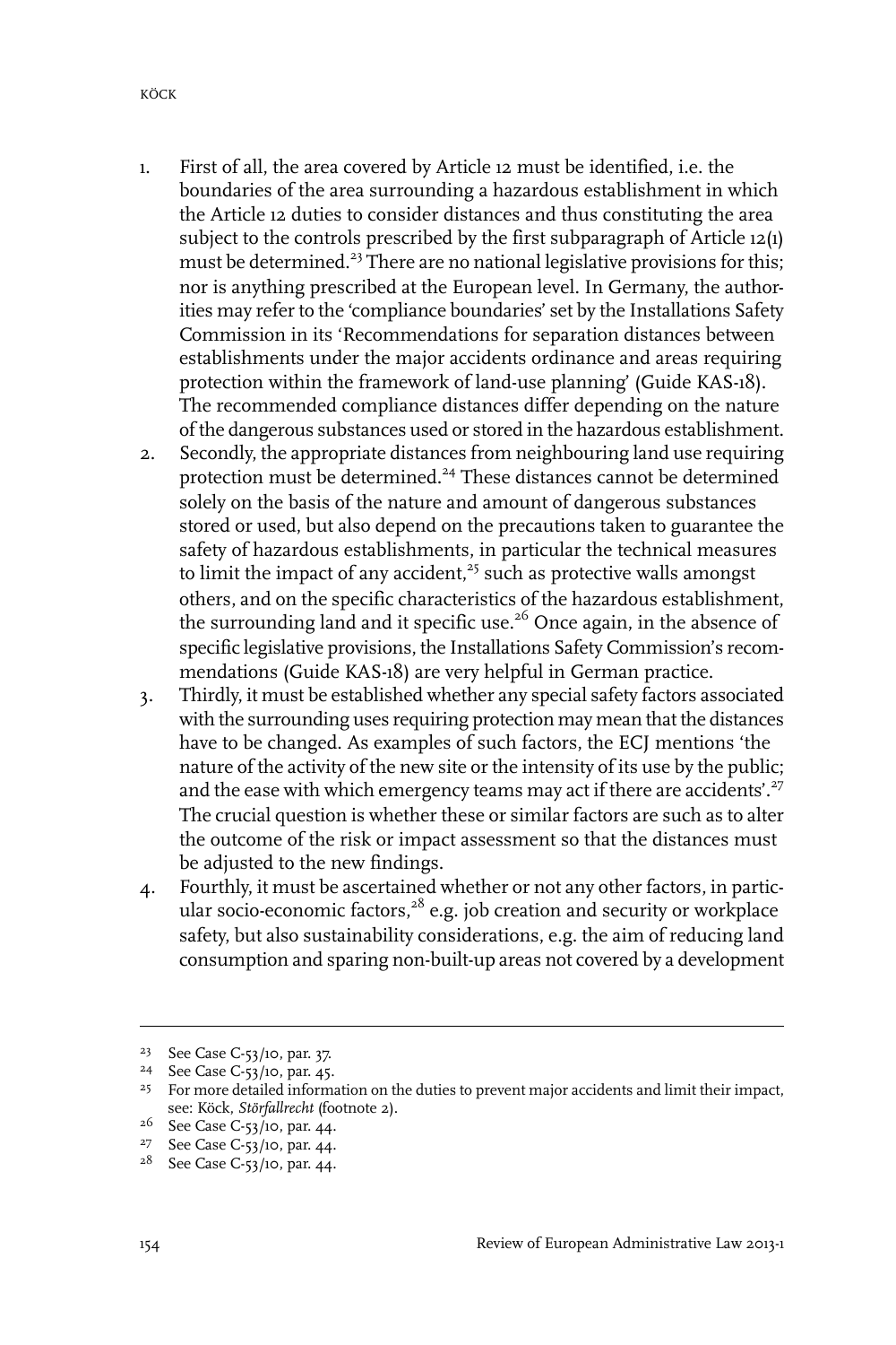1. First of all, the area covered by Article 12 must be identified, i.e. the boundaries of the area surrounding a hazardous establishment in which the Article 12 duties to consider distances and thus constituting the area subject to the controls prescribed by the first subparagraph of Article 12(1) must be determined.[23] There are no national legislative provisions for this; nor is anything prescribed at the European level. In Germany, the authorities may refer to the 'compliance boundaries' set by the Installations Safety Commission in its 'Recommendations for separation distances between establishments under the major accidents ordinance and areas requiring protection within the framework of land-use planning' (Guide KAS-18). The recommended compliance distances differ depending on the nature of the dangerous substances used or stored in the hazardous establishment.
2. Secondly, the appropriate distances from neighbouring land use requiring protection must be determined.[24] These distances cannot be determined solely on the basis of the nature and amount of dangerous substances stored or used, but also depend on the precautions taken to guarantee the safety of hazardous establishments, in particular the technical measures to limit the impact of any accident,[25] such as protective walls amongst others, and on the specific characteristics of the hazardous establishment, the surrounding land and it specific use.[26] Once again, in the absence of specific legislative provisions, the Installations Safety Commission's recommendations (Guide KAS-18) are very helpful in German practice.
3. Thirdly, it must be established whether any special safety factors associated with the surrounding uses requiring protection may mean that the distances have to be changed. As examples of such factors, the ECJ mentions 'the nature of the activity of the new site or the intensity of its use by the public; and the ease with which emergency teams may act if there are accidents'.[27] The crucial question is whether these or similar factors are such as to alter the outcome of the risk or impact assessment so that the distances must be adjusted to the new findings.
4. Fourthly, it must be ascertained whether or not any other factors, in particular socio-economic factors,[28] e.g. job creation and security or workplace safety, but also sustainability considerations, e.g. the aim of reducing land consumption and sparing non-built-up areas not covered by a development

---

23 See Case C-53/10, par. 37.

24 See Case C-53/10, par. 45.

25 For more detailed information on the duties to prevent major accidents and limit their impact, see: Köck, *Störfallrecht* (footnote 2).

26 See Case C-53/10, par. 44.

27 See Case C-53/10, par. 44.

28 See Case C-53/10, par. 44.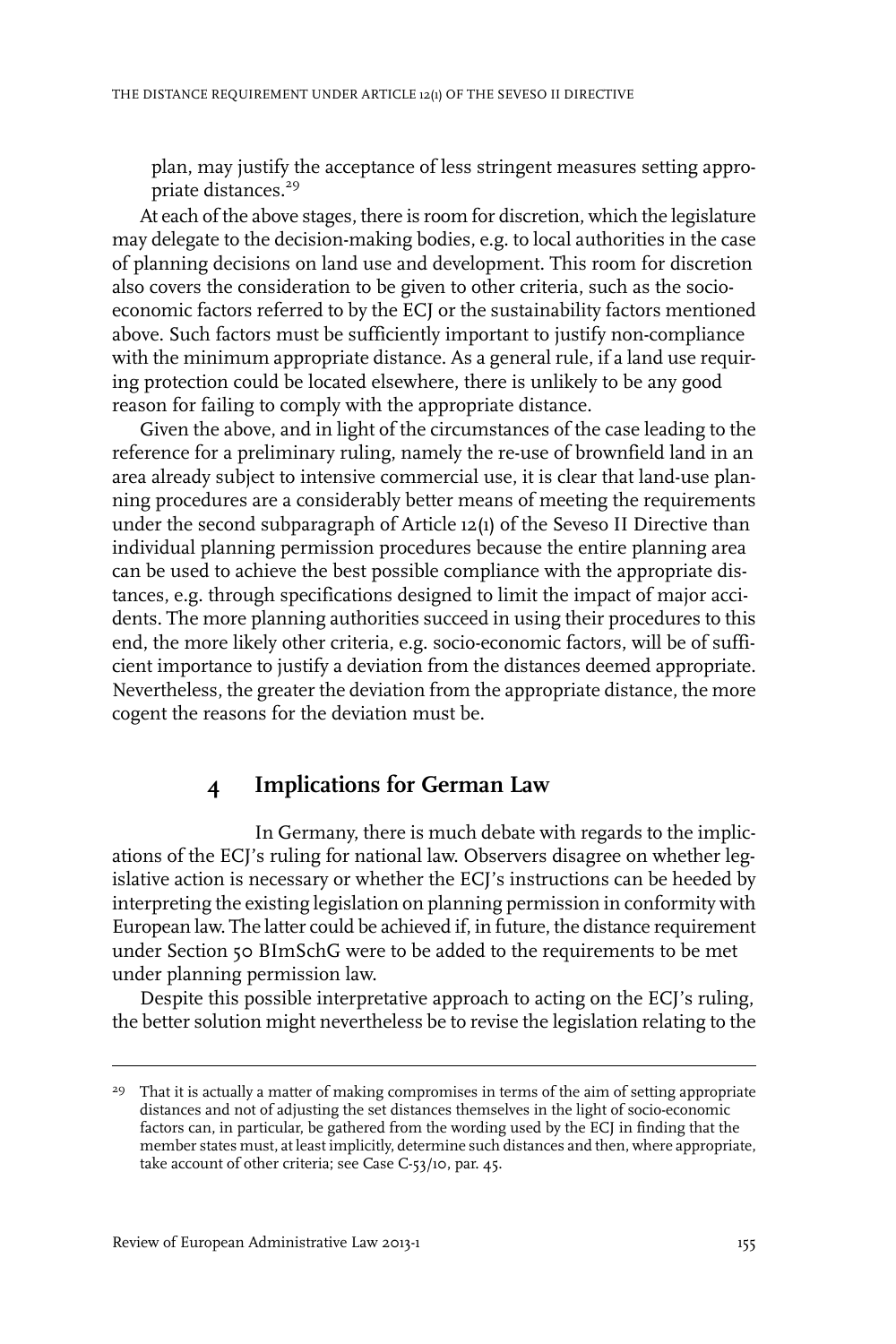plan, may justify the acceptance of less stringent measures setting appropriate distances.[29]

At each of the above stages, there is room for discretion, which the legislature may delegate to the decision-making bodies, e.g. to local authorities in the case of planning decisions on land use and development. This room for discretion also covers the consideration to be given to other criteria, such as the socio-economic factors referred to by the ECJ or the sustainability factors mentioned above. Such factors must be sufficiently important to justify non-compliance with the minimum appropriate distance. As a general rule, if a land use requiring protection could be located elsewhere, there is unlikely to be any good reason for failing to comply with the appropriate distance.

Given the above, and in light of the circumstances of the case leading to the reference for a preliminary ruling, namely the re-use of brownfield land in an area already subject to intensive commercial use, it is clear that land-use planning procedures are a considerably better means of meeting the requirements under the second subparagraph of Article 12(1) of the Seveso II Directive than individual planning permission procedures because the entire planning area can be used to achieve the best possible compliance with the appropriate distances, e.g. through specifications designed to limit the impact of major accidents. The more planning authorities succeed in using their procedures to this end, the more likely other criteria, e.g. socio-economic factors, will be of sufficient importance to justify a deviation from the distances deemed appropriate. Nevertheless, the greater the deviation from the appropriate distance, the more cogent the reasons for the deviation must be.

## 4 Implications for German Law

In Germany, there is much debate with regards to the implications of the ECJ's ruling for national law. Observers disagree on whether legislative action is necessary or whether the ECJ's instructions can be heeded by interpreting the existing legislation on planning permission in conformity with European law. The latter could be achieved if, in future, the distance requirement under Section 50 BImSchG were to be added to the requirements to be met under planning permission law.

Despite this possible interpretative approach to acting on the ECJ's ruling, the better solution might nevertheless be to revise the legislation relating to the

---

[29] That it is actually a matter of making compromises in terms of the aim of setting appropriate distances and not of adjusting the set distances themselves in the light of socio-economic factors can, in particular, be gathered from the wording used by the ECJ in finding that the member states must, at least implicitly, determine such distances and then, where appropriate, take account of other criteria; see Case C-53/10, par. 45.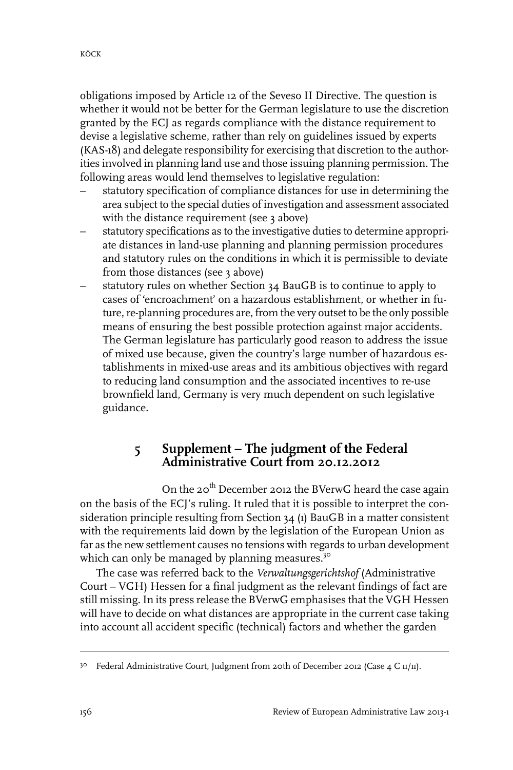obligations imposed by Article 12 of the Seveso II Directive. The question is whether it would not be better for the German legislature to use the discretion granted by the ECJ as regards compliance with the distance requirement to devise a legislative scheme, rather than rely on guidelines issued by experts (KAS-18) and delegate responsibility for exercising that discretion to the authorities involved in planning land use and those issuing planning permission. The following areas would lend themselves to legislative regulation:

- statutory specification of compliance distances for use in determining the area subject to the special duties of investigation and assessment associated with the distance requirement (see 3 above)
- statutory specifications as to the investigative duties to determine appropriate distances in land-use planning and planning permission procedures and statutory rules on the conditions in which it is permissible to deviate from those distances (see 3 above)
- statutory rules on whether Section 34 BauGB is to continue to apply to cases of 'encroachment' on a hazardous establishment, or whether in future, re-planning procedures are, from the very outset to be the only possible means of ensuring the best possible protection against major accidents. The German legislature has particularly good reason to address the issue of mixed use because, given the country's large number of hazardous establishments in mixed-use areas and its ambitious objectives with regard to reducing land consumption and the associated incentives to re-use brownfield land, Germany is very much dependent on such legislative guidance.

## 5 Supplement – The judgment of the Federal Administrative Court from 20.12.2012

On the 20th December 2012 the BVerwG heard the case again on the basis of the ECJ's ruling. It ruled that it is possible to interpret the consideration principle resulting from Section 34 (1) BauGB in a matter consistent with the requirements laid down by the legislation of the European Union as far as the new settlement causes no tensions with regards to urban development which can only be managed by planning measures.[30]

The case was referred back to the *Verwaltungsgerichtshof* (Administrative Court – VGH) Hessen for a final judgment as the relevant findings of fact are still missing. In its press release the BVerwG emphasises that the VGH Hessen will have to decide on what distances are appropriate in the current case taking into account all accident specific (technical) factors and whether the garden

---

[30] Federal Administrative Court, Judgment from 20th of December 2012 (Case 4 C 11/11).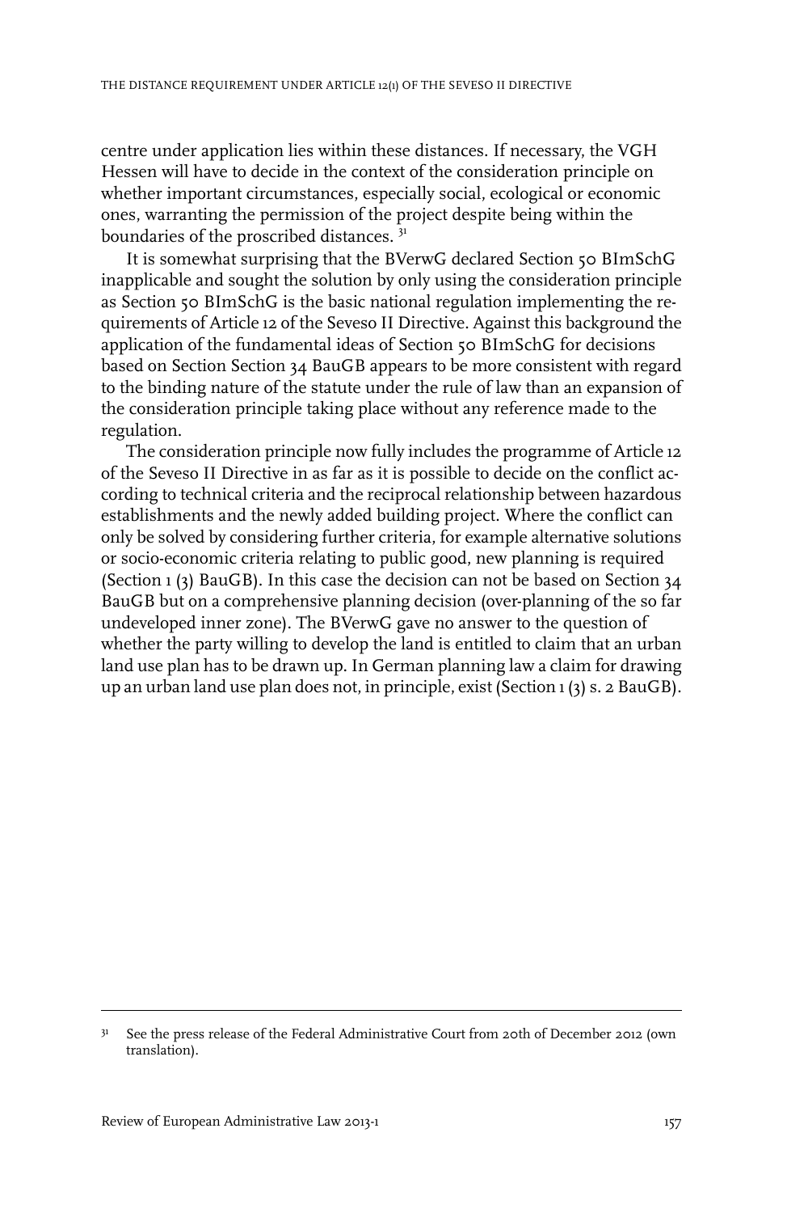centre under application lies within these distances. If necessary, the VGH Hessen will have to decide in the context of the consideration principle on whether important circumstances, especially social, ecological or economic ones, warranting the permission of the project despite being within the boundaries of the proscribed distances. [31]

It is somewhat surprising that the BVerwG declared Section 50 BImSchG inapplicable and sought the solution by only using the consideration principle as Section 50 BImSchG is the basic national regulation implementing the requirements of Article 12 of the Seveso II Directive. Against this background the application of the fundamental ideas of Section 50 BImSchG for decisions based on Section Section 34 BauGB appears to be more consistent with regard to the binding nature of the statute under the rule of law than an expansion of the consideration principle taking place without any reference made to the regulation.

The consideration principle now fully includes the programme of Article 12 of the Seveso II Directive in as far as it is possible to decide on the conflict according to technical criteria and the reciprocal relationship between hazardous establishments and the newly added building project. Where the conflict can only be solved by considering further criteria, for example alternative solutions or socio-economic criteria relating to public good, new planning is required (Section 1 (3) BauGB). In this case the decision can not be based on Section 34 BauGB but on a comprehensive planning decision (over-planning of the so far undeveloped inner zone). The BVerwG gave no answer to the question of whether the party willing to develop the land is entitled to claim that an urban land use plan has to be drawn up. In German planning law a claim for drawing up an urban land use plan does not, in principle, exist (Section 1 (3) s. 2 BauGB).

[31] See the press release of the Federal Administrative Court from 20th of December 2012 (own translation).